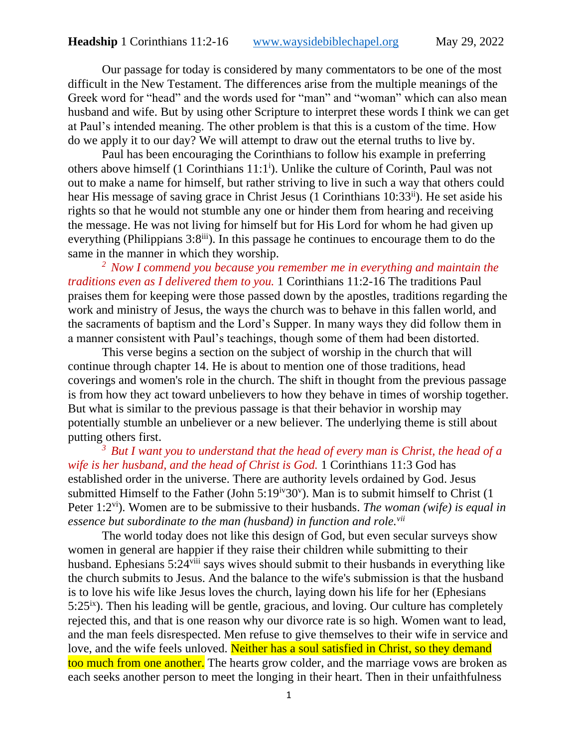**Headship** 1 Corinthians 11:2-16 www.waysidebiblechapel.org May 29, 2022

Our passage for today is considered by many commentators to be one of the most difficult in the New Testament. The differences arise from the multiple meanings of the Greek word for "head" and the words used for "man" and "woman" which can also mean husband and wife. But by using other Scripture to interpret these words I think we can get at Paul's intended meaning. The other problem is that this is a custom of the time. How do we apply it to our day? We will attempt to draw out the eternal truths to live by.

Paul has been encouraging the Corinthians to follow his example in preferring others above himself (1 Corinthians 11:1[i]). Unlike the culture of Corinth, Paul was not out to make a name for himself, but rather striving to live in such a way that others could hear His message of saving grace in Christ Jesus (1 Corinthians 10:33[ii]). He set aside his rights so that he would not stumble any one or hinder them from hearing and receiving the message. He was not living for himself but for His Lord for whom he had given up everything (Philippians 3:8[iii]). In this passage he continues to encourage them to do the same in the manner in which they worship.

*[2] Now I commend you because you remember me in everything and maintain the traditions even as I delivered them to you.* 1 Corinthians 11:2-16 The traditions Paul praises them for keeping were those passed down by the apostles, traditions regarding the work and ministry of Jesus, the ways the church was to behave in this fallen world, and the sacraments of baptism and the Lord's Supper. In many ways they did follow them in a manner consistent with Paul's teachings, though some of them had been distorted.

This verse begins a section on the subject of worship in the church that will continue through chapter 14. He is about to mention one of those traditions, head coverings and women's role in the church. The shift in thought from the previous passage is from how they act toward unbelievers to how they behave in times of worship together. But what is similar to the previous passage is that their behavior in worship may potentially stumble an unbeliever or a new believer. The underlying theme is still about putting others first.

*[3] But I want you to understand that the head of every man is Christ, the head of a wife is her husband, and the head of Christ is God.* 1 Corinthians 11:3 God has established order in the universe. There are authority levels ordained by God. Jesus submitted Himself to the Father (John 5:19[iv]30[v]). Man is to submit himself to Christ (1 Peter 1:2[vi]). Women are to be submissive to their husbands. *The woman (wife) is equal in essence but subordinate to the man (husband) in function and role.[vii]*

The world today does not like this design of God, but even secular surveys show women in general are happier if they raise their children while submitting to their husband. Ephesians 5:24[viii] says wives should submit to their husbands in everything like the church submits to Jesus. And the balance to the wife's submission is that the husband is to love his wife like Jesus loves the church, laying down his life for her (Ephesians 5:25[ix]). Then his leading will be gentle, gracious, and loving. Our culture has completely rejected this, and that is one reason why our divorce rate is so high. Women want to lead, and the man feels disrespected. Men refuse to give themselves to their wife in service and love, and the wife feels unloved. Neither has a soul satisfied in Christ, so they demand too much from one another. The hearts grow colder, and the marriage vows are broken as each seeks another person to meet the longing in their heart. Then in their unfaithfulness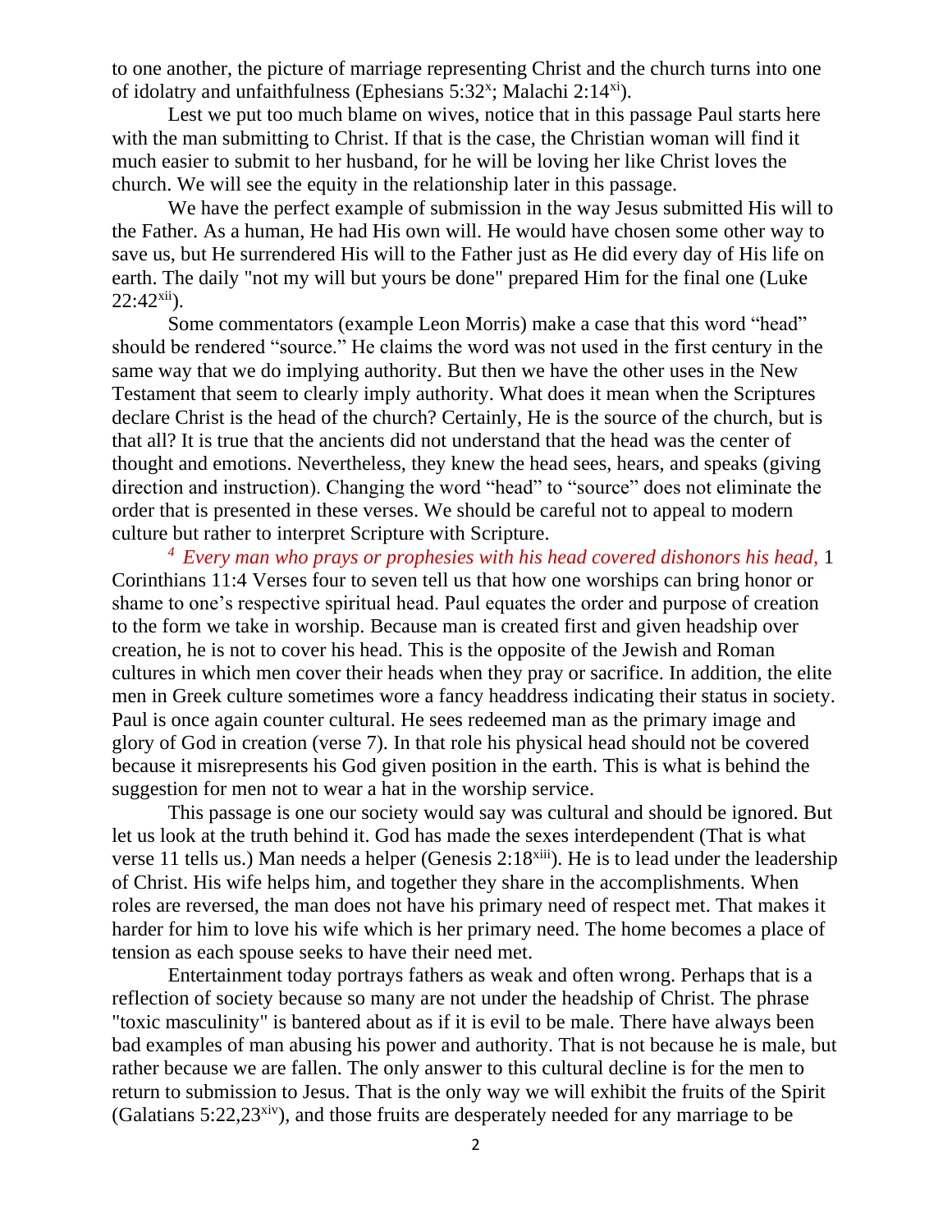to one another, the picture of marriage representing Christ and the church turns into one of idolatry and unfaithfulness (Ephesians 5:32[x]; Malachi 2:14[xi]).

Lest we put too much blame on wives, notice that in this passage Paul starts here with the man submitting to Christ. If that is the case, the Christian woman will find it much easier to submit to her husband, for he will be loving her like Christ loves the church. We will see the equity in the relationship later in this passage.

We have the perfect example of submission in the way Jesus submitted His will to the Father. As a human, He had His own will. He would have chosen some other way to save us, but He surrendered His will to the Father just as He did every day of His life on earth. The daily "not my will but yours be done" prepared Him for the final one (Luke 22:42[xii]).

Some commentators (example Leon Morris) make a case that this word "head" should be rendered "source." He claims the word was not used in the first century in the same way that we do implying authority. But then we have the other uses in the New Testament that seem to clearly imply authority. What does it mean when the Scriptures declare Christ is the head of the church? Certainly, He is the source of the church, but is that all? It is true that the ancients did not understand that the head was the center of thought and emotions. Nevertheless, they knew the head sees, hears, and speaks (giving direction and instruction). Changing the word "head" to "source" does not eliminate the order that is presented in these verses. We should be careful not to appeal to modern culture but rather to interpret Scripture with Scripture.

*[4] Every man who prays or prophesies with his head covered dishonors his head,* 1 Corinthians 11:4 Verses four to seven tell us how one worships can bring honor or shame to one's respective spiritual head. Paul equates the order and purpose of creation to the form we take in worship. Because man is created first and given headship over creation, he is not to cover his head. This is the opposite of the Jewish and Roman cultures in which men cover their heads when they pray or sacrifice. In addition, the elite men in Greek culture sometimes wore a fancy headdress indicating their status in society. Paul is once again counter cultural. He sees redeemed man as the primary image and glory of God in creation (verse 7). In that role his physical head should not be covered because it misrepresents his God given position in the earth. This is what is behind the suggestion for men not to wear a hat in the worship service.

This passage is one our society would say was cultural and should be ignored. But let us look at the truth behind it. God has made the sexes interdependent (That is what verse 11 tells us.) Man needs a helper (Genesis 2:18[xiii]). He is to lead under the leadership of Christ. His wife helps him, and together they share in the accomplishments. When roles are reversed, the man does not have his primary need of respect met. That makes it harder for him to love his wife which is her primary need. The home becomes a place of tension as each spouse seeks to have their need met.

Entertainment today portrays fathers as weak and often wrong. Perhaps that is a reflection of society because so many are not under the headship of Christ. The phrase "toxic masculinity" is bantered about as if it is evil to be male. There have always been bad examples of man abusing his power and authority. That is not because he is male, but rather because we are fallen. The only answer to this cultural decline is for the men to return to submission to Jesus. That is the only way we will exhibit the fruits of the Spirit (Galatians 5:22,23[xiv]), and those fruits are desperately needed for any marriage to be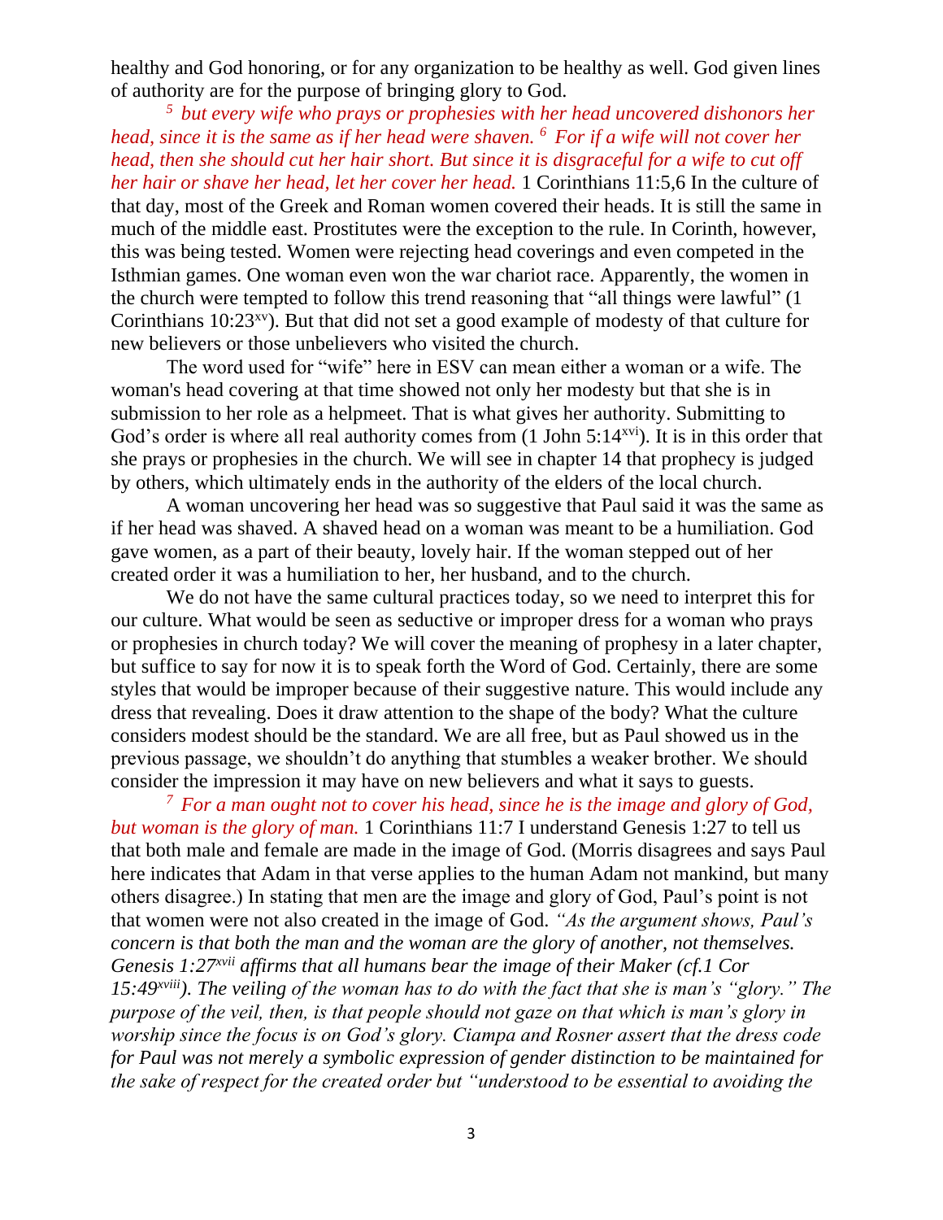healthy and God honoring, or for any organization to be healthy as well. God given lines of authority are for the purpose of bringing glory to God.

*[5] but every wife who prays or prophesies with her head uncovered dishonors her head, since it is the same as if her head were shaven. [6] For if a wife will not cover her head, then she should cut her hair short. But since it is disgraceful for a wife to cut off her hair or shave her head, let her cover her head.* 1 Corinthians 11:5,6 In the culture of that day, most of the Greek and Roman women covered their heads. It is still the same in much of the middle east. Prostitutes were the exception to the rule. In Corinth, however, this was being tested. Women were rejecting head coverings and even competed in the Isthmian games. One woman even won the war chariot race. Apparently, the women in the church were tempted to follow this trend reasoning that "all things were lawful" (1 Corinthians 10:23[xv]). But that did not set a good example of modesty of that culture for new believers or those unbelievers who visited the church.

The word used for "wife" here in ESV can mean either a woman or a wife. The woman's head covering at that time showed not only her modesty but that she is in submission to her role as a helpmeet. That is what gives her authority. Submitting to God's order is where all real authority comes from (1 John 5:14[xvi]). It is in this order that she prays or prophesies in the church. We will see in chapter 14 that prophecy is judged by others, which ultimately ends in the authority of the elders of the local church.

A woman uncovering her head was so suggestive that Paul said it was the same as if her head was shaved. A shaved head on a woman was meant to be a humiliation. God gave women, as a part of their beauty, lovely hair. If the woman stepped out of her created order it was a humiliation to her, her husband, and to the church.

We do not have the same cultural practices today, so we need to interpret this for our culture. What would be seen as seductive or improper dress for a woman who prays or prophesies in church today? We will cover the meaning of prophesy in a later chapter, but suffice to say for now it is to speak forth the Word of God. Certainly, there are some styles that would be improper because of their suggestive nature. This would include any dress that revealing. Does it draw attention to the shape of the body? What the culture considers modest should be the standard. We are all free, but as Paul showed us in the previous passage, we shouldn't do anything that stumbles a weaker brother. We should consider the impression it may have on new believers and what it says to guests.

*[7] For a man ought not to cover his head, since he is the image and glory of God, but woman is the glory of man.* 1 Corinthians 11:7 I understand Genesis 1:27 to tell us that both male and female are made in the image of God. (Morris disagrees and says Paul here indicates that Adam in that verse applies to the human Adam not mankind, but many others disagree.) In stating that men are the image and glory of God, Paul's point is not that women were not also created in the image of God. *"As the argument shows, Paul's concern is that both the man and the woman are the glory of another, not themselves. Genesis 1:27[xvii] affirms that all humans bear the image of their Maker (cf.1 Cor 15:49[xviii]). The veiling of the woman has to do with the fact that she is man's "glory." The purpose of the veil, then, is that people should not gaze on that which is man's glory in worship since the focus is on God's glory. Ciampa and Rosner assert that the dress code for Paul was not merely a symbolic expression of gender distinction to be maintained for the sake of respect for the created order but "understood to be essential to avoiding the*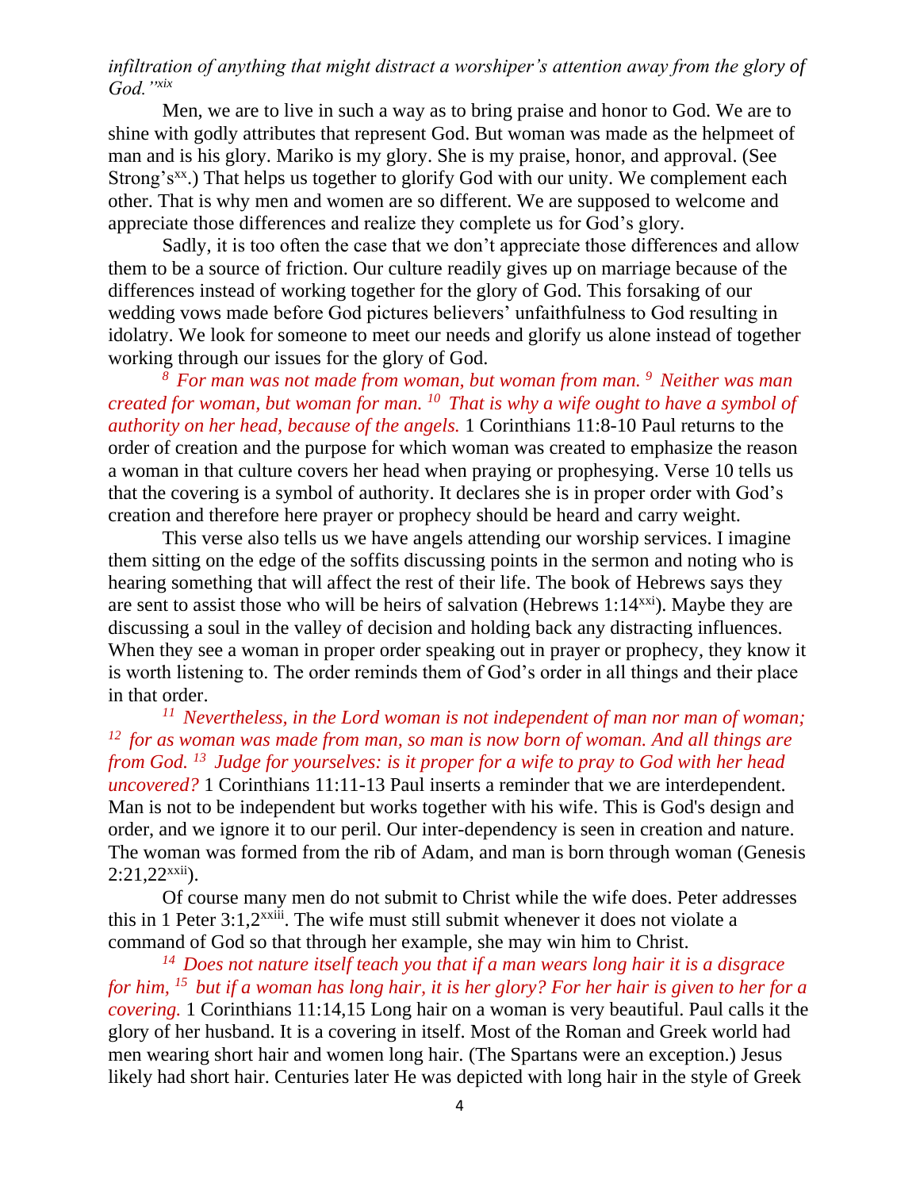*infiltration of anything that might distract a worshiper's attention away from the glory of God."[xix]*

Men, we are to live in such a way as to bring praise and honor to God. We are to shine with godly attributes that represent God. But woman was made as the helpmeet of man and is his glory. Mariko is my glory. She is my praise, honor, and approval. (See Strong's[xx].) That helps us together to glorify God with our unity. We complement each other. That is why men and women are so different. We are supposed to welcome and appreciate those differences and realize they complete us for God's glory.

Sadly, it is too often the case that we don't appreciate those differences and allow them to be a source of friction. Our culture readily gives up on marriage because of the differences instead of working together for the glory of God. This forsaking of our wedding vows made before God pictures believers' unfaithfulness to God resulting in idolatry. We look for someone to meet our needs and glorify us alone instead of together working through our issues for the glory of God.

*[8] For man was not made from woman, but woman from man. [9] Neither was man created for woman, but woman for man. [10] That is why a wife ought to have a symbol of authority on her head, because of the angels.* 1 Corinthians 11:8-10 Paul returns to the order of creation and the purpose for which woman was created to emphasize the reason a woman in that culture covers her head when praying or prophesying. Verse 10 tells us that the covering is a symbol of authority. It declares she is in proper order with God's creation and therefore here prayer or prophecy should be heard and carry weight.

This verse also tells us we have angels attending our worship services. I imagine them sitting on the edge of the soffits discussing points in the sermon and noting who is hearing something that will affect the rest of their life. The book of Hebrews says they are sent to assist those who will be heirs of salvation (Hebrews 1:14[xxi]). Maybe they are discussing a soul in the valley of decision and holding back any distracting influences. When they see a woman in proper order speaking out in prayer or prophecy, they know it is worth listening to. The order reminds them of God's order in all things and their place in that order.

*[11] Nevertheless, in the Lord woman is not independent of man nor man of woman; [12] for as woman was made from man, so man is now born of woman. And all things are from God. [13] Judge for yourselves: is it proper for a wife to pray to God with her head uncovered?* 1 Corinthians 11:11-13 Paul inserts a reminder that we are interdependent. Man is not to be independent but works together with his wife. This is God's design and order, and we ignore it to our peril. Our inter-dependency is seen in creation and nature. The woman was formed from the rib of Adam, and man is born through woman (Genesis 2:21,22[xxii]).

Of course many men do not submit to Christ while the wife does. Peter addresses this in 1 Peter 3:1,2[xxiii]. The wife must still submit whenever it does not violate a command of God so that through her example, she may win him to Christ.

*[14] Does not nature itself teach you that if a man wears long hair it is a disgrace for him, [15] but if a woman has long hair, it is her glory? For her hair is given to her for a covering.* 1 Corinthians 11:14,15 Long hair on a woman is very beautiful. Paul calls it the glory of her husband. It is a covering in itself. Most of the Roman and Greek world had men wearing short hair and women long hair. (The Spartans were an exception.) Jesus likely had short hair. Centuries later He was depicted with long hair in the style of Greek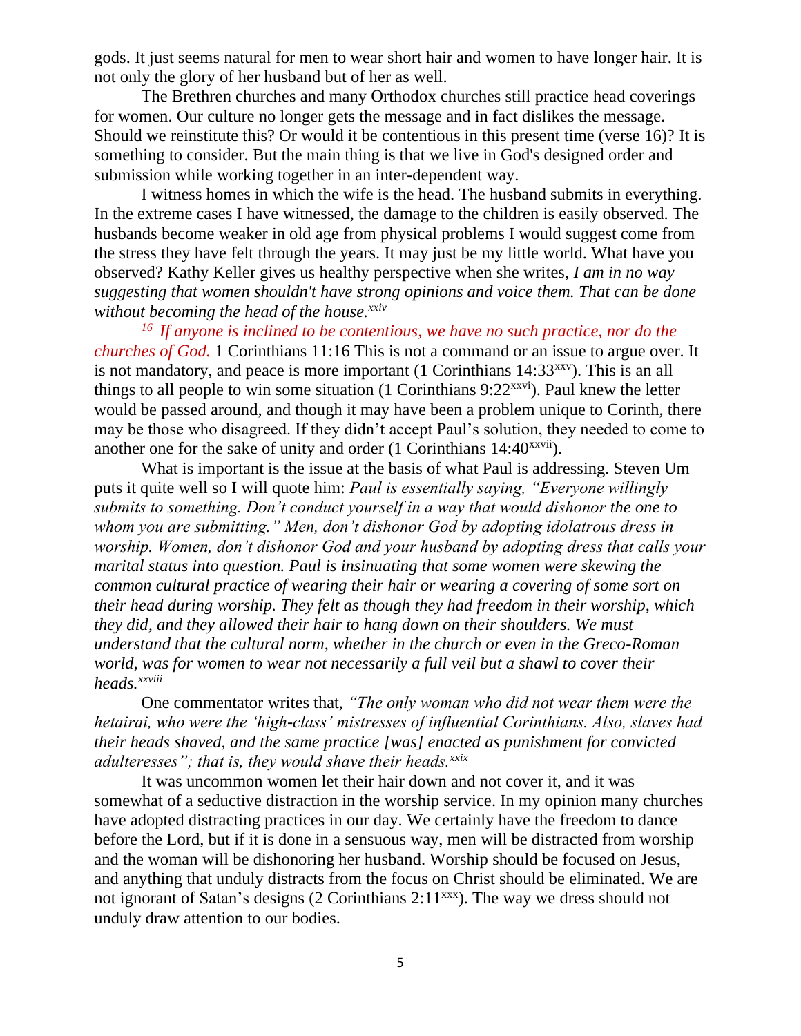gods. It just seems natural for men to wear short hair and women to have longer hair. It is not only the glory of her husband but of her as well.

The Brethren churches and many Orthodox churches still practice head coverings for women. Our culture no longer gets the message and in fact dislikes the message. Should we reinstitute this? Or would it be contentious in this present time (verse 16)? It is something to consider. But the main thing is that we live in God's designed order and submission while working together in an inter-dependent way.

I witness homes in which the wife is the head. The husband submits in everything. In the extreme cases I have witnessed, the damage to the children is easily observed. The husbands become weaker in old age from physical problems I would suggest come from the stress they have felt through the years. It may just be my little world. What have you observed? Kathy Keller gives us healthy perspective when she writes, *I am in no way suggesting that women shouldn't have strong opinions and voice them. That can be done without becoming the head of the house.*[xxiv]

*[16] If anyone is inclined to be contentious, we have no such practice, nor do the churches of God.* 1 Corinthians 11:16 This is not a command or an issue to argue over. It is not mandatory, and peace is more important (1 Corinthians 14:33[xxv]). This is an all things to all people to win some situation (1 Corinthians 9:22[xxvi]). Paul knew the letter would be passed around, and though it may have been a problem unique to Corinth, there may be those who disagreed. If they didn't accept Paul's solution, they needed to come to another one for the sake of unity and order (1 Corinthians 14:40[xxvii]).

What is important is the issue at the basis of what Paul is addressing. Steven Um puts it quite well so I will quote him: *Paul is essentially saying, "Everyone willingly submits to something. Don't conduct yourself in a way that would dishonor the one to whom you are submitting." Men, don't dishonor God by adopting idolatrous dress in worship. Women, don't dishonor God and your husband by adopting dress that calls your marital status into question. Paul is insinuating that some women were skewing the common cultural practice of wearing their hair or wearing a covering of some sort on their head during worship. They felt as though they had freedom in their worship, which they did, and they allowed their hair to hang down on their shoulders. We must understand that the cultural norm, whether in the church or even in the Greco-Roman world, was for women to wear not necessarily a full veil but a shawl to cover their heads.*[xxviii]

One commentator writes that, *"The only woman who did not wear them were the hetairai, who were the 'high-class' mistresses of influential Corinthians. Also, slaves had their heads shaved, and the same practice [was] enacted as punishment for convicted adulteresses"; that is, they would shave their heads.*[xxix]

It was uncommon women let their hair down and not cover it, and it was somewhat of a seductive distraction in the worship service. In my opinion many churches have adopted distracting practices in our day. We certainly have the freedom to dance before the Lord, but if it is done in a sensuous way, men will be distracted from worship and the woman will be dishonoring her husband. Worship should be focused on Jesus, and anything that unduly distracts from the focus on Christ should be eliminated. We are not ignorant of Satan's designs (2 Corinthians 2:11[xxx]). The way we dress should not unduly draw attention to our bodies.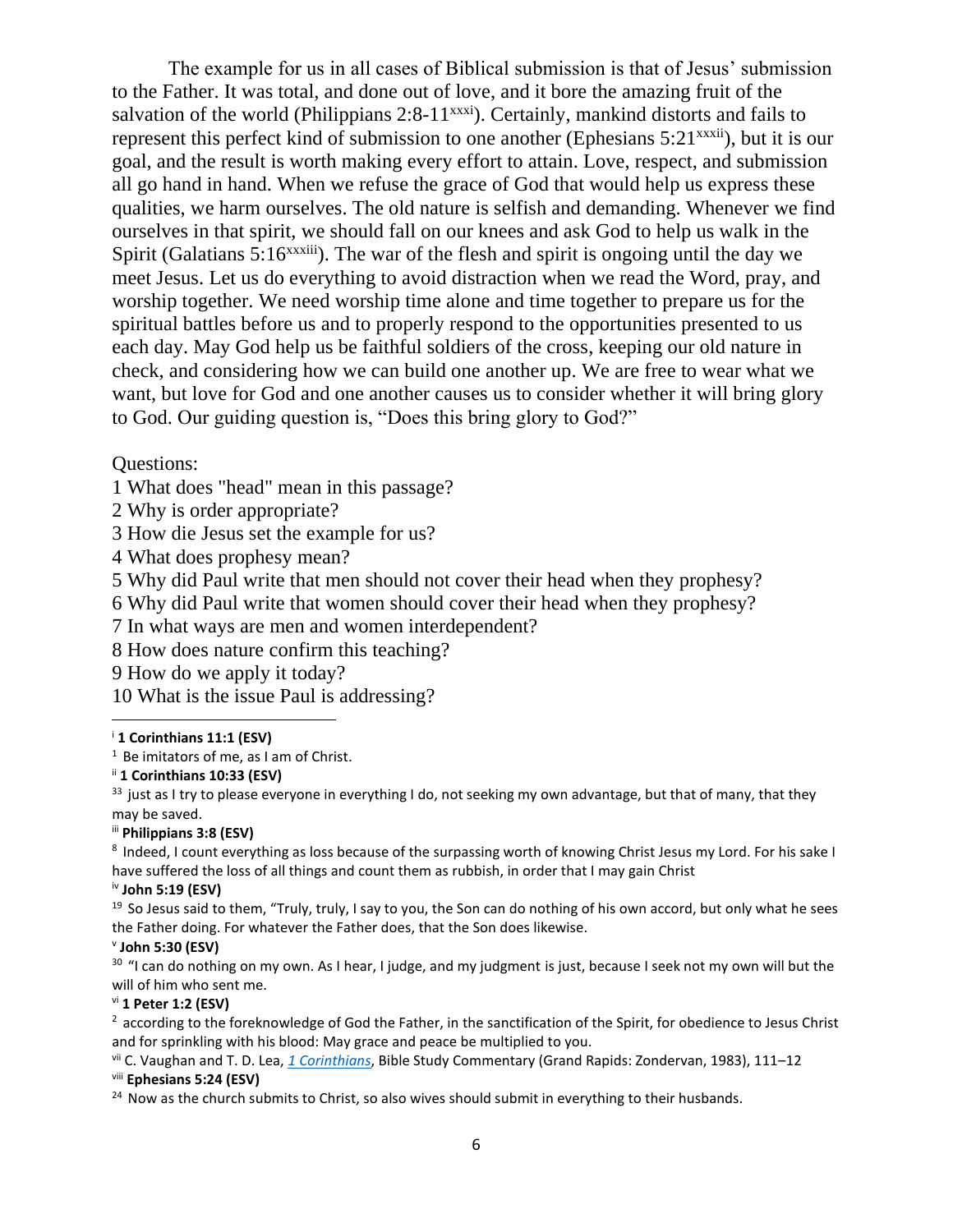The example for us in all cases of Biblical submission is that of Jesus' submission to the Father. It was total, and done out of love, and it bore the amazing fruit of the salvation of the world (Philippians 2:8-11[xxxi]). Certainly, mankind distorts and fails to represent this perfect kind of submission to one another (Ephesians 5:21[xxxii]), but it is our goal, and the result is worth making every effort to attain. Love, respect, and submission all go hand in hand. When we refuse the grace of God that would help us express these qualities, we harm ourselves. The old nature is selfish and demanding. Whenever we find ourselves in that spirit, we should fall on our knees and ask God to help us walk in the Spirit (Galatians 5:16[xxxiii]). The war of the flesh and spirit is ongoing until the day we meet Jesus. Let us do everything to avoid distraction when we read the Word, pray, and worship together. We need worship time alone and time together to prepare us for the spiritual battles before us and to properly respond to the opportunities presented to us each day. May God help us be faithful soldiers of the cross, keeping our old nature in check, and considering how we can build one another up. We are free to wear what we want, but love for God and one another causes us to consider whether it will bring glory to God. Our guiding question is, "Does this bring glory to God?"

Questions:

1 What does "head" mean in this passage?
2 Why is order appropriate?
3 How die Jesus set the example for us?
4 What does prophesy mean?
5 Why did Paul write that men should not cover their head when they prophesy?
6 Why did Paul write that women should cover their head when they prophesy?
7 In what ways are men and women interdependent?
8 How does nature confirm this teaching?
9 How do we apply it today?
10 What is the issue Paul is addressing?

---

[i] **1 Corinthians 11:1 (ESV)**
[1] Be imitators of me, as I am of Christ.
[ii] **1 Corinthians 10:33 (ESV)**
[33] just as I try to please everyone in everything I do, not seeking my own advantage, but that of many, that they may be saved.
[iii] **Philippians 3:8 (ESV)**
[8] Indeed, I count everything as loss because of the surpassing worth of knowing Christ Jesus my Lord. For his sake I have suffered the loss of all things and count them as rubbish, in order that I may gain Christ
[iv] **John 5:19 (ESV)**
[19] So Jesus said to them, "Truly, truly, I say to you, the Son can do nothing of his own accord, but only what he sees the Father doing. For whatever the Father does, that the Son does likewise.
[v] **John 5:30 (ESV)**
[30] "I can do nothing on my own. As I hear, I judge, and my judgment is just, because I seek not my own will but the will of him who sent me.
[vi] **1 Peter 1:2 (ESV)**
[2] according to the foreknowledge of God the Father, in the sanctification of the Spirit, for obedience to Jesus Christ and for sprinkling with his blood: May grace and peace be multiplied to you.
[vii] C. Vaughan and T. D. Lea, *1 Corinthians*, Bible Study Commentary (Grand Rapids: Zondervan, 1983), 111–12
[viii] **Ephesians 5:24 (ESV)**
[24] Now as the church submits to Christ, so also wives should submit in everything to their husbands.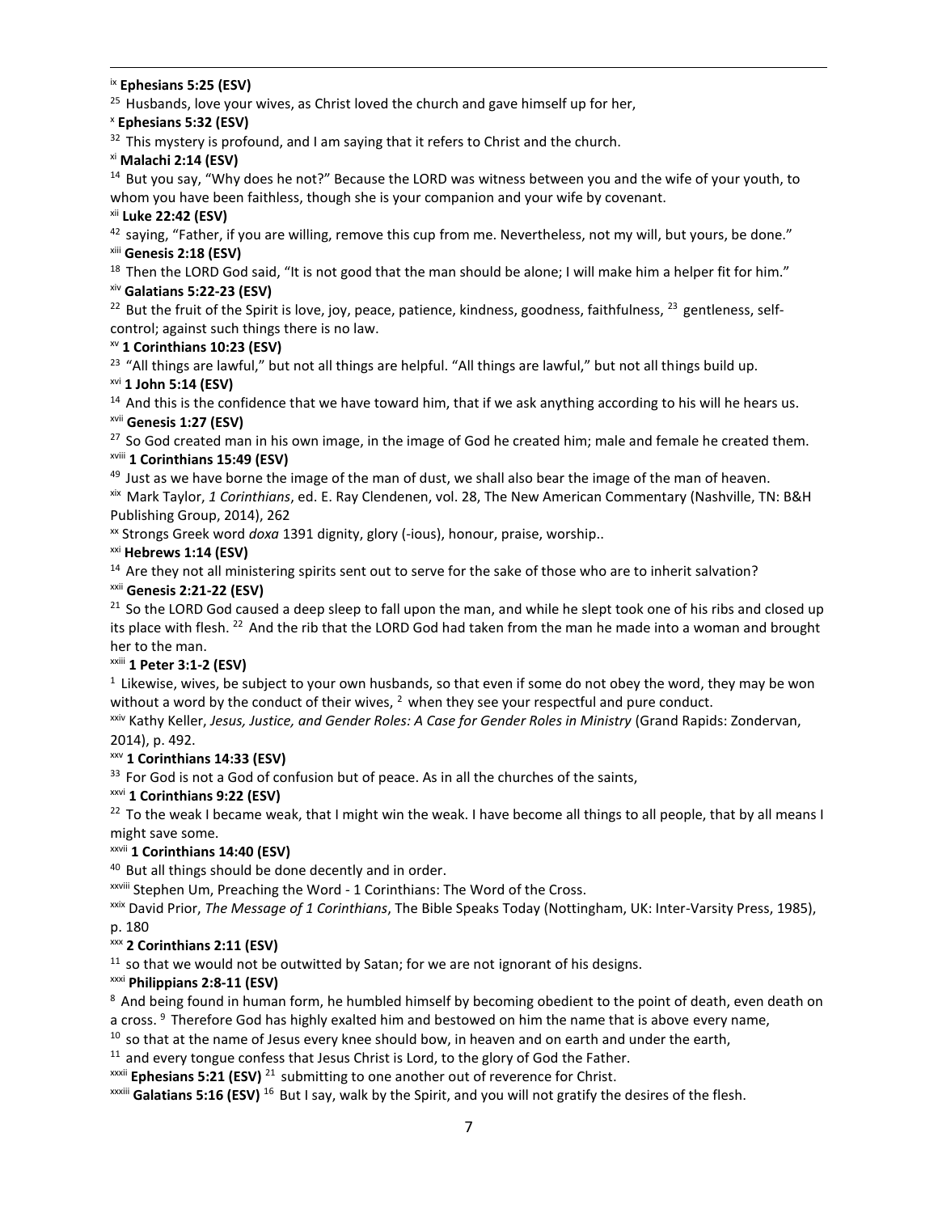[ix] **Ephesians 5:25 (ESV)**

[25] Husbands, love your wives, as Christ loved the church and gave himself up for her,

[x] **Ephesians 5:32 (ESV)**

[32] This mystery is profound, and I am saying that it refers to Christ and the church.

[xi] **Malachi 2:14 (ESV)**

[14] But you say, "Why does he not?" Because the LORD was witness between you and the wife of your youth, to whom you have been faithless, though she is your companion and your wife by covenant.

[xii] **Luke 22:42 (ESV)**

[42] saying, "Father, if you are willing, remove this cup from me. Nevertheless, not my will, but yours, be done."

[xiii] **Genesis 2:18 (ESV)**

[18] Then the LORD God said, "It is not good that the man should be alone; I will make him a helper fit for him."

[xiv] **Galatians 5:22-23 (ESV)**

[22] But the fruit of the Spirit is love, joy, peace, patience, kindness, goodness, faithfulness, [23] gentleness, self-control; against such things there is no law.

[xv] **1 Corinthians 10:23 (ESV)**

[23] "All things are lawful," but not all things are helpful. "All things are lawful," but not all things build up.

[xvi] **1 John 5:14 (ESV)**

[14] And this is the confidence that we have toward him, that if we ask anything according to his will he hears us.

[xvii] **Genesis 1:27 (ESV)**

[27] So God created man in his own image, in the image of God he created him; male and female he created them.

[xviii] **1 Corinthians 15:49 (ESV)**

[49] Just as we have borne the image of the man of dust, we shall also bear the image of the man of heaven.

[xix] Mark Taylor, *1 Corinthians*, ed. E. Ray Clendenen, vol. 28, The New American Commentary (Nashville, TN: B&H Publishing Group, 2014), 262

[xx] Strongs Greek word *doxa* 1391 dignity, glory (-ious), honour, praise, worship..

[xxi] **Hebrews 1:14 (ESV)**

[14] Are they not all ministering spirits sent out to serve for the sake of those who are to inherit salvation?

[xxii] **Genesis 2:21-22 (ESV)**

[21] So the LORD God caused a deep sleep to fall upon the man, and while he slept took one of his ribs and closed up its place with flesh. [22] And the rib that the LORD God had taken from the man he made into a woman and brought her to the man.

[xxiii] **1 Peter 3:1-2 (ESV)**

[1] Likewise, wives, be subject to your own husbands, so that even if some do not obey the word, they may be won without a word by the conduct of their wives, [2] when they see your respectful and pure conduct.

[xxiv] Kathy Keller, *Jesus, Justice, and Gender Roles: A Case for Gender Roles in Ministry* (Grand Rapids: Zondervan, 2014), p. 492.

[xxv] **1 Corinthians 14:33 (ESV)**

[33] For God is not a God of confusion but of peace. As in all the churches of the saints,

[xxvi] **1 Corinthians 9:22 (ESV)**

[22] To the weak I became weak, that I might win the weak. I have become all things to all people, that by all means I might save some.

[xxvii] **1 Corinthians 14:40 (ESV)**

[40] But all things should be done decently and in order.

[xxviii] Stephen Um, Preaching the Word - 1 Corinthians: The Word of the Cross.

[xxix] David Prior, *The Message of 1 Corinthians*, The Bible Speaks Today (Nottingham, UK: Inter-Varsity Press, 1985), p. 180

[xxx] **2 Corinthians 2:11 (ESV)**

[11] so that we would not be outwitted by Satan; for we are not ignorant of his designs.

[xxxi] **Philippians 2:8-11 (ESV)**

[8] And being found in human form, he humbled himself by becoming obedient to the point of death, even death on a cross. [9] Therefore God has highly exalted him and bestowed on him the name that is above every name,

[10] so that at the name of Jesus every knee should bow, in heaven and on earth and under the earth,

[11] and every tongue confess that Jesus Christ is Lord, to the glory of God the Father.

[xxxii] **Ephesians 5:21 (ESV)** [21] submitting to one another out of reverence for Christ.

[xxxiii] **Galatians 5:16 (ESV)** [16] But I say, walk by the Spirit, and you will not gratify the desires of the flesh.